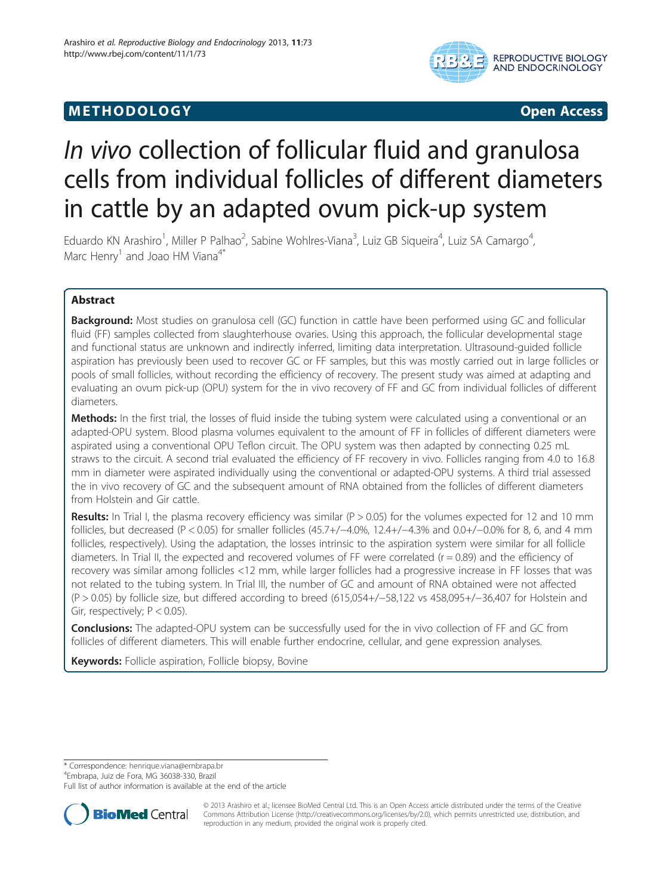METHODOLOGY Open Access

# *In vivo* collection of follicular fluid and granulosa cells from individual follicles of different diameters in cattle by an adapted ovum pick-up system

Eduardo KN Arashiro[1], Miller P Palhao[2], Sabine Wohlres-Viana[3], Luiz GB Siqueira[4], Luiz SA Camargo[4], Marc Henry[1] and Joao HM Viana[4*]

## Abstract

**Background:** Most studies on granulosa cell (GC) function in cattle have been performed using GC and follicular fluid (FF) samples collected from slaughterhouse ovaries. Using this approach, the follicular developmental stage and functional status are unknown and indirectly inferred, limiting data interpretation. Ultrasound-guided follicle aspiration has previously been used to recover GC or FF samples, but this was mostly carried out in large follicles or pools of small follicles, without recording the efficiency of recovery. The present study was aimed at adapting and evaluating an ovum pick-up (OPU) system for the in vivo recovery of FF and GC from individual follicles of different diameters.

**Methods:** In the first trial, the losses of fluid inside the tubing system were calculated using a conventional or an adapted-OPU system. Blood plasma volumes equivalent to the amount of FF in follicles of different diameters were aspirated using a conventional OPU Teflon circuit. The OPU system was then adapted by connecting 0.25 mL straws to the circuit. A second trial evaluated the efficiency of FF recovery in vivo. Follicles ranging from 4.0 to 16.8 mm in diameter were aspirated individually using the conventional or adapted-OPU systems. A third trial assessed the in vivo recovery of GC and the subsequent amount of RNA obtained from the follicles of different diameters from Holstein and Gir cattle.

**Results:** In Trial I, the plasma recovery efficiency was similar ($P > 0.05$) for the volumes expected for 12 and 10 mm follicles, but decreased ($P < 0.05$) for smaller follicles (45.7+/−4.0%, 12.4+/−4.3% and 0.0+/−0.0% for 8, 6, and 4 mm follicles, respectively). Using the adaptation, the losses intrinsic to the aspiration system were similar for all follicle diameters. In Trial II, the expected and recovered volumes of FF were correlated ($r = 0.89$) and the efficiency of recovery was similar among follicles <12 mm, while larger follicles had a progressive increase in FF losses that was not related to the tubing system. In Trial III, the number of GC and amount of RNA obtained were not affected ($P > 0.05$) by follicle size, but differed according to breed (615,054+/−58,122 vs 458,095+/−36,407 for Holstein and Gir, respectively; $P < 0.05$).

**Conclusions:** The adapted-OPU system can be successfully used for the in vivo collection of FF and GC from follicles of different diameters. This will enable further endocrine, cellular, and gene expression analyses.

**Keywords:** Follicle aspiration, Follicle biopsy, Bovine

* Correspondence: henrique.viana@embrapa.br
[4]Embrapa, Juiz de Fora, MG 36038-330, Brazil
Full list of author information is available at the end of the article

© 2013 Arashiro et al.; licensee BioMed Central Ltd. This is an Open Access article distributed under the terms of the Creative Commons Attribution License (http://creativecommons.org/licenses/by/2.0), which permits unrestricted use, distribution, and reproduction in any medium, provided the original work is properly cited.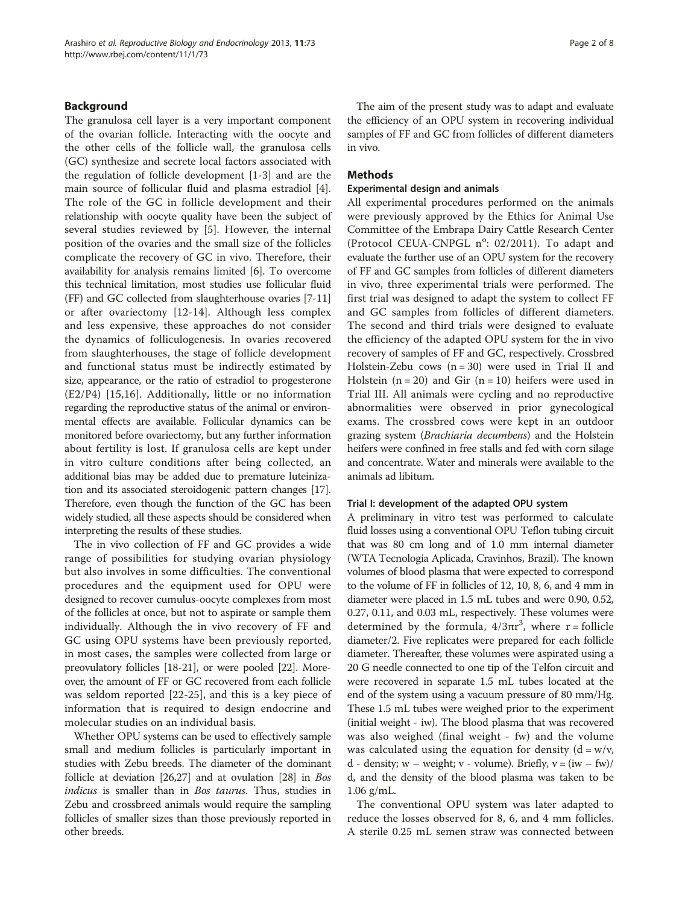## Background

The granulosa cell layer is a very important component of the ovarian follicle. Interacting with the oocyte and the other cells of the follicle wall, the granulosa cells (GC) synthesize and secrete local factors associated with the regulation of follicle development [1-3] and are the main source of follicular fluid and plasma estradiol [4]. The role of the GC in follicle development and their relationship with oocyte quality have been the subject of several studies reviewed by [5]. However, the internal position of the ovaries and the small size of the follicles complicate the recovery of GC in vivo. Therefore, their availability for analysis remains limited [6]. To overcome this technical limitation, most studies use follicular fluid (FF) and GC collected from slaughterhouse ovaries [7-11] or after ovariectomy [12-14]. Although less complex and less expensive, these approaches do not consider the dynamics of folliculogenesis. In ovaries recovered from slaughterhouses, the stage of follicle development and functional status must be indirectly estimated by size, appearance, or the ratio of estradiol to progesterone (E2/P4) [15,16]. Additionally, little or no information regarding the reproductive status of the animal or environmental effects are available. Follicular dynamics can be monitored before ovariectomy, but any further information about fertility is lost. If granulosa cells are kept under in vitro culture conditions after being collected, an additional bias may be added due to premature luteinization and its associated steroidogenic pattern changes [17]. Therefore, even though the function of the GC has been widely studied, all these aspects should be considered when interpreting the results of these studies.

The in vivo collection of FF and GC provides a wide range of possibilities for studying ovarian physiology but also involves in some difficulties. The conventional procedures and the equipment used for OPU were designed to recover cumulus-oocyte complexes from most of the follicles at once, but not to aspirate or sample them individually. Although the in vivo recovery of FF and GC using OPU systems have been previously reported, in most cases, the samples were collected from large or preovulatory follicles [18-21], or were pooled [22]. Moreover, the amount of FF or GC recovered from each follicle was seldom reported [22-25], and this is a key piece of information that is required to design endocrine and molecular studies on an individual basis.

Whether OPU systems can be used to effectively sample small and medium follicles is particularly important in studies with Zebu breeds. The diameter of the dominant follicle at deviation [26,27] and at ovulation [28] in *Bos indicus* is smaller than in *Bos taurus*. Thus, studies in Zebu and crossbreed animals would require the sampling follicles of smaller sizes than those previously reported in other breeds.

The aim of the present study was to adapt and evaluate the efficiency of an OPU system in recovering individual samples of FF and GC from follicles of different diameters in vivo.

## Methods

### Experimental design and animals

All experimental procedures performed on the animals were previously approved by the Ethics for Animal Use Committee of the Embrapa Dairy Cattle Research Center (Protocol CEUA-CNPGL nº: 02/2011). To adapt and evaluate the further use of an OPU system for the recovery of FF and GC samples from follicles of different diameters in vivo, three experimental trials were performed. The first trial was designed to adapt the system to collect FF and GC samples from follicles of different diameters. The second and third trials were designed to evaluate the efficiency of the adapted OPU system for the in vivo recovery of samples of FF and GC, respectively. Crossbred Holstein-Zebu cows (n = 30) were used in Trial II and Holstein (n = 20) and Gir (n = 10) heifers were used in Trial III. All animals were cycling and no reproductive abnormalities were observed in prior gynecological exams. The crossbred cows were kept in an outdoor grazing system (*Brachiaria decumbens*) and the Holstein heifers were confined in free stalls and fed with corn silage and concentrate. Water and minerals were available to the animals ad libitum.

### Trial I: development of the adapted OPU system

A preliminary in vitro test was performed to calculate fluid losses using a conventional OPU Teflon tubing circuit that was 80 cm long and of 1.0 mm internal diameter (WTA Tecnologia Aplicada, Cravinhos, Brazil). The known volumes of blood plasma that were expected to correspond to the volume of FF in follicles of 12, 10, 8, 6, and 4 mm in diameter were placed in 1.5 mL tubes and were 0.90, 0.52, 0.27, 0.11, and 0.03 mL, respectively. These volumes were determined by the formula, $4/3\pi r^3$, where r = follicle diameter/2. Five replicates were prepared for each follicle diameter. Thereafter, these volumes were aspirated using a 20 G needle connected to one tip of the Telfon circuit and were recovered in separate 1.5 mL tubes located at the end of the system using a vacuum pressure of 80 mm/Hg. These 1.5 mL tubes were weighed prior to the experiment (initial weight - iw). The blood plasma that was recovered was also weighed (final weight - fw) and the volume was calculated using the equation for density (d = w/v, d - density; w – weight; v - volume). Briefly, v = (iw – fw)/d, and the density of the blood plasma was taken to be 1.06 g/mL.

The conventional OPU system was later adapted to reduce the losses observed for 8, 6, and 4 mm follicles. A sterile 0.25 mL semen straw was connected between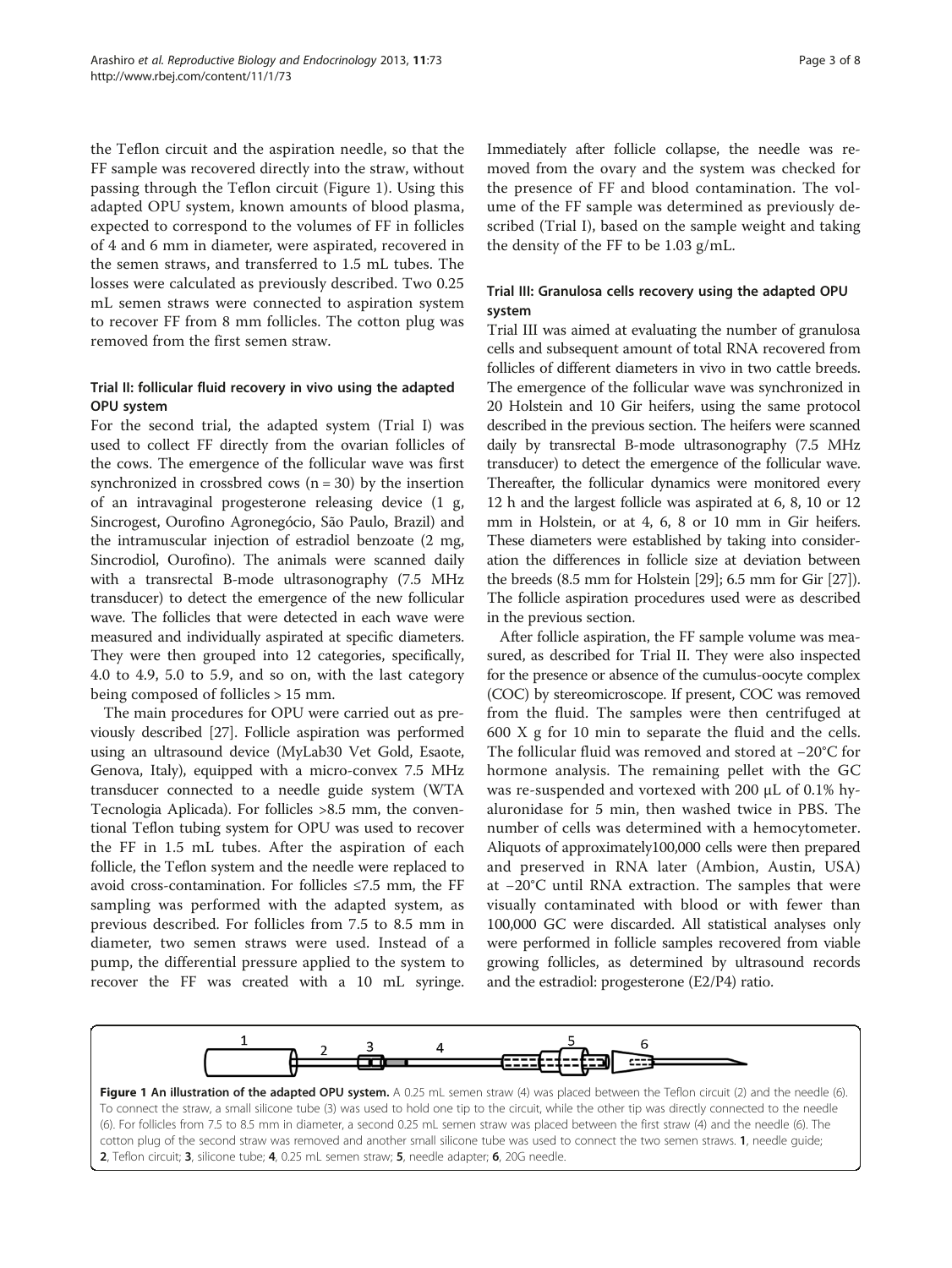the Teflon circuit and the aspiration needle, so that the FF sample was recovered directly into the straw, without passing through the Teflon circuit (Figure 1). Using this adapted OPU system, known amounts of blood plasma, expected to correspond to the volumes of FF in follicles of 4 and 6 mm in diameter, were aspirated, recovered in the semen straws, and transferred to 1.5 mL tubes. The losses were calculated as previously described. Two 0.25 mL semen straws were connected to aspiration system to recover FF from 8 mm follicles. The cotton plug was removed from the first semen straw.

### Trial II: follicular fluid recovery in vivo using the adapted OPU system

For the second trial, the adapted system (Trial I) was used to collect FF directly from the ovarian follicles of the cows. The emergence of the follicular wave was first synchronized in crossbred cows (n = 30) by the insertion of an intravaginal progesterone releasing device (1 g, Sincrogest, Ourofino Agronegócio, São Paulo, Brazil) and the intramuscular injection of estradiol benzoate (2 mg, Sincrodiol, Ourofino). The animals were scanned daily with a transrectal B-mode ultrasonography (7.5 MHz transducer) to detect the emergence of the new follicular wave. The follicles that were detected in each wave were measured and individually aspirated at specific diameters. They were then grouped into 12 categories, specifically, 4.0 to 4.9, 5.0 to 5.9, and so on, with the last category being composed of follicles > 15 mm.

The main procedures for OPU were carried out as previously described [27]. Follicle aspiration was performed using an ultrasound device (MyLab30 Vet Gold, Esaote, Genova, Italy), equipped with a micro-convex 7.5 MHz transducer connected to a needle guide system (WTA Tecnologia Aplicada). For follicles >8.5 mm, the conventional Teflon tubing system for OPU was used to recover the FF in 1.5 mL tubes. After the aspiration of each follicle, the Teflon system and the needle were replaced to avoid cross-contamination. For follicles ≤7.5 mm, the FF sampling was performed with the adapted system, as previous described. For follicles from 7.5 to 8.5 mm in diameter, two semen straws were used. Instead of a pump, the differential pressure applied to the system to recover the FF was created with a 10 mL syringe. Immediately after follicle collapse, the needle was removed from the ovary and the system was checked for the presence of FF and blood contamination. The volume of the FF sample was determined as previously described (Trial I), based on the sample weight and taking the density of the FF to be 1.03 g/mL.

### Trial III: Granulosa cells recovery using the adapted OPU system

Trial III was aimed at evaluating the number of granulosa cells and subsequent amount of total RNA recovered from follicles of different diameters in vivo in two cattle breeds. The emergence of the follicular wave was synchronized in 20 Holstein and 10 Gir heifers, using the same protocol described in the previous section. The heifers were scanned daily by transrectal B-mode ultrasonography (7.5 MHz transducer) to detect the emergence of the follicular wave. Thereafter, the follicular dynamics were monitored every 12 h and the largest follicle was aspirated at 6, 8, 10 or 12 mm in Holstein, or at 4, 6, 8 or 10 mm in Gir heifers. These diameters were established by taking into consideration the differences in follicle size at deviation between the breeds (8.5 mm for Holstein [29]; 6.5 mm for Gir [27]). The follicle aspiration procedures used were as described in the previous section.

After follicle aspiration, the FF sample volume was measured, as described for Trial II. They were also inspected for the presence or absence of the cumulus-oocyte complex (COC) by stereomicroscope. If present, COC was removed from the fluid. The samples were then centrifuged at 600 X g for 10 min to separate the fluid and the cells. The follicular fluid was removed and stored at −20°C for hormone analysis. The remaining pellet with the GC was re-suspended and vortexed with 200 μL of 0.1% hyaluronidase for 5 min, then washed twice in PBS. The number of cells was determined with a hemocytometer. Aliquots of approximately100,000 cells were then prepared and preserved in RNA later (Ambion, Austin, USA) at −20°C until RNA extraction. The samples that were visually contaminated with blood or with fewer than 100,000 GC were discarded. All statistical analyses only were performed in follicle samples recovered from viable growing follicles, as determined by ultrasound records and the estradiol: progesterone (E2/P4) ratio.

**Figure 1 An illustration of the adapted OPU system.** A 0.25 mL semen straw (4) was placed between the Teflon circuit (2) and the needle (6). To connect the straw, a small silicone tube (3) was used to hold one tip to the circuit, while the other tip was directly connected to the needle (6). For follicles from 7.5 to 8.5 mm in diameter, a second 0.25 mL semen straw was placed between the first straw (4) and the needle (6). The cotton plug of the second straw was removed and another small silicone tube was used to connect the two semen straws. **1**, needle guide; **2**, Teflon circuit; **3**, silicone tube; **4**, 0.25 mL semen straw; **5**, needle adapter; **6**, 20G needle.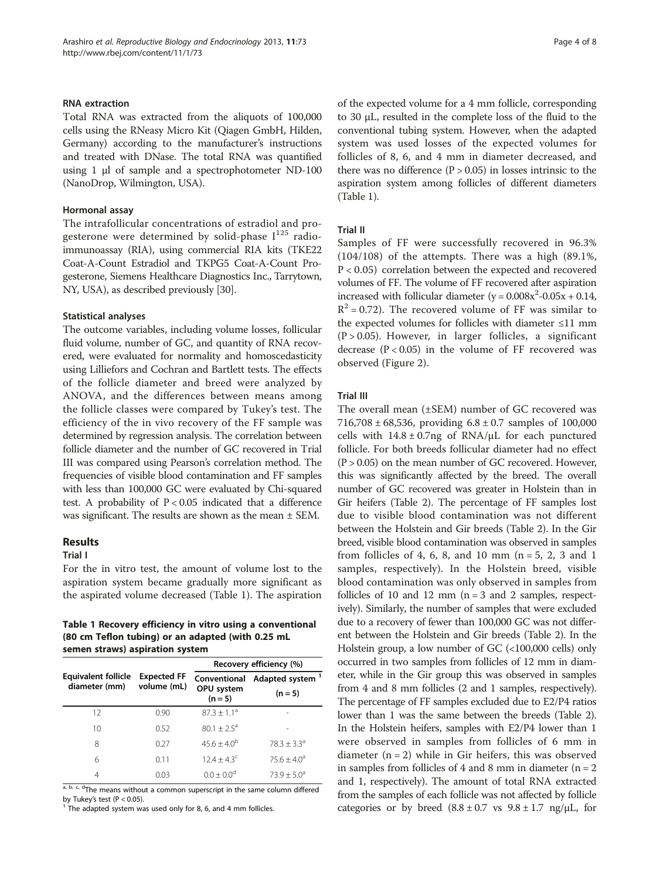### RNA extraction

Total RNA was extracted from the aliquots of 100,000 cells using the RNeasy Micro Kit (Qiagen GmbH, Hilden, Germany) according to the manufacturer's instructions and treated with DNase. The total RNA was quantified using 1 μl of sample and a spectrophotometer ND-100 (NanoDrop, Wilmington, USA).

### Hormonal assay

The intrafollicular concentrations of estradiol and progesterone were determined by solid-phase $I^{125}$ radioimmunoassay (RIA), using commercial RIA kits (TKE22 Coat-A-Count Estradiol and TKPG5 Coat-A-Count Progesterone, Siemens Healthcare Diagnostics Inc., Tarrytown, NY, USA), as described previously [30].

### Statistical analyses

The outcome variables, including volume losses, follicular fluid volume, number of GC, and quantity of RNA recovered, were evaluated for normality and homoscedasticity using Lilliefors and Cochran and Bartlett tests. The effects of the follicle diameter and breed were analyzed by ANOVA, and the differences between means among the follicle classes were compared by Tukey's test. The efficiency of the in vivo recovery of the FF sample was determined by regression analysis. The correlation between follicle diameter and the number of GC recovered in Trial III was compared using Pearson's correlation method. The frequencies of visible blood contamination and FF samples with less than 100,000 GC were evaluated by Chi-squared test. A probability of $P < 0.05$ indicated that a difference was significant. The results are shown as the mean ± SEM.

## Results

### Trial I

For the in vitro test, the amount of volume lost to the aspiration system became gradually more significant as the aspirated volume decreased (Table 1). The aspiration of the expected volume for a 4 mm follicle, corresponding to 30 μL, resulted in the complete loss of the fluid to the conventional tubing system. However, when the adapted system was used losses of the expected volumes for follicles of 8, 6, and 4 mm in diameter decreased, and there was no difference ($P > 0.05$) in losses intrinsic to the aspiration system among follicles of different diameters (Table 1).

**Table 1 Recovery efficiency in vitro using a conventional (80 cm Teflon tubing) or an adapted (with 0.25 mL semen straws) aspiration system**

| Equivalent follicle diameter (mm) | Expected FF volume (mL) | Recovery efficiency (%) | |
|---|---|---|---|
| | | Conventional OPU system (n = 5) | Adapted system [1] (n = 5) |
| 12 | 0.90 | $87.3 \pm 1.1^{a}$ | - |
| 10 | 0.52 | $80.1 \pm 2.5^{a}$ | - |
| 8 | 0.27 | $45.6 \pm 4.0^{b}$ | $78.3 \pm 3.3^{a}$ |
| 6 | 0.11 | $12.4 \pm 4.3^{c}$ | $75.6 \pm 4.0^{a}$ |
| 4 | 0.03 | $0.0 \pm 0.0^{d}$ | $73.9 \pm 5.0^{a}$ |

[a, b, c, d] The means without a common superscript in the same column differed by Tukey's test ($P < 0.05$).
[1] The adapted system was used only for 8, 6, and 4 mm follicles.

### Trial II

Samples of FF were successfully recovered in 96.3% (104/108) of the attempts. There was a high (89.1%, $P < 0.05$) correlation between the expected and recovered volumes of FF. The volume of FF recovered after aspiration increased with follicular diameter ($y = 0.008x^2 - 0.05x + 0.14$, $R^2 = 0.72$). The recovered volume of FF was similar to the expected volumes for follicles with diameter ≤11 mm ($P > 0.05$). However, in larger follicles, a significant decrease ($P < 0.05$) in the volume of FF recovered was observed (Figure 2).

### Trial III

The overall mean (±SEM) number of GC recovered was 716,708 ± 68,536, providing 6.8 ± 0.7 samples of 100,000 cells with 14.8 ± 0.7ng of RNA/μL for each punctured follicle. For both breeds follicular diameter had no effect ($P > 0.05$) on the mean number of GC recovered. However, this was significantly affected by the breed. The overall number of GC recovered was greater in Holstein than in Gir heifers (Table 2). The percentage of FF samples lost due to visible blood contamination was not different between the Holstein and Gir breeds (Table 2). In the Gir breed, visible blood contamination was observed in samples from follicles of 4, 6, 8, and 10 mm (n = 5, 2, 3 and 1 samples, respectively). In the Holstein breed, visible blood contamination was only observed in samples from follicles of 10 and 12 mm (n = 3 and 2 samples, respectively). Similarly, the number of samples that were excluded due to a recovery of fewer than 100,000 GC was not different between the Holstein and Gir breeds (Table 2). In the Holstein group, a low number of GC (<100,000 cells) only occurred in two samples from follicles of 12 mm in diameter, while in the Gir group this was observed in samples from 4 and 8 mm follicles (2 and 1 samples, respectively). The percentage of FF samples excluded due to E2/P4 ratios lower than 1 was the same between the breeds (Table 2). In the Holstein heifers, samples with E2/P4 lower than 1 were observed in samples from follicles of 6 mm in diameter (n = 2) while in Gir heifers, this was observed in samples from follicles of 4 and 8 mm in diameter (n = 2 and 1, respectively). The amount of total RNA extracted from the samples of each follicle was not affected by follicle categories or by breed (8.8 ± 0.7 vs 9.8 ± 1.7 ng/μL, for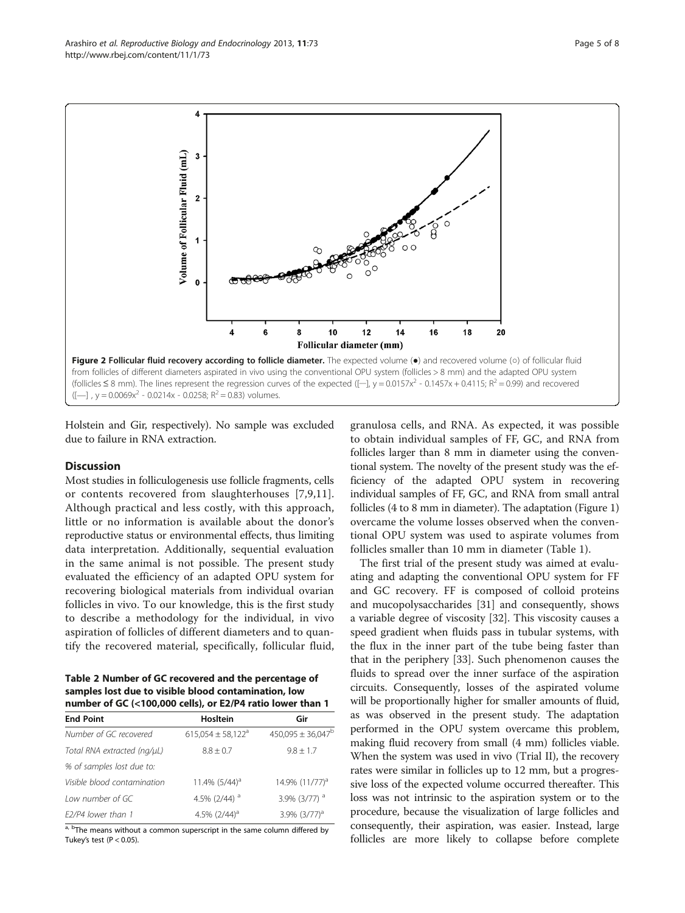Figure 2 **Follicular fluid recovery according to follicle diameter.** The expected volume (●) and recovered volume (○) of follicular fluid from follicles of different diameters aspirated in vivo using the conventional OPU system (follicles > 8 mm) and the adapted OPU system (follicles ≤ 8 mm). The lines represent the regression curves of the expected ([—], $y = 0.0157x^2 - 0.1457x + 0.4115$; $R^2 = 0.99$) and recovered ([---] , $y = 0.0069x^2 - 0.0214x - 0.0258$; $R^2 = 0.83$) volumes.

Holstein and Gir, respectively). No sample was excluded due to failure in RNA extraction.

## Discussion

Most studies in folliculogenesis use follicle fragments, cells or contents recovered from slaughterhouses [7,9,11]. Although practical and less costly, with this approach, little or no information is available about the donor's reproductive status or environmental effects, thus limiting data interpretation. Additionally, sequential evaluation in the same animal is not possible. The present study evaluated the efficiency of an adapted OPU system for recovering biological materials from individual ovarian follicles in vivo. To our knowledge, this is the first study to describe a methodology for the individual, in vivo aspiration of follicles of different diameters and to quantify the recovered material, specifically, follicular fluid, granulosa cells, and RNA. As expected, it was possible to obtain individual samples of FF, GC, and RNA from follicles larger than 8 mm in diameter using the conventional system. The novelty of the present study was the efficiency of the adapted OPU system in recovering individual samples of FF, GC, and RNA from small antral follicles (4 to 8 mm in diameter). The adaptation (Figure 1) overcame the volume losses observed when the conventional OPU system was used to aspirate volumes from follicles smaller than 10 mm in diameter (Table 1).

**Table 2 Number of GC recovered and the percentage of samples lost due to visible blood contamination, low number of GC (<100,000 cells), or E2/P4 ratio lower than 1**

| End Point | Hoslteín | Gir |
|---|---|---|
| *Number of GC recovered* | 615,054 ± 58,122[a] | 450,095 ± 36,047[b] |
| *Total RNA extracted (ng/μL)* | 8.8 ± 0.7 | 9.8 ± 1.7 |
| *% of samples lost due to:* | | |
| *Visible blood contamination* | 11.4% (5/44)[a] | 14.9% (11/77)[a] |
| *Low number of GC* | 4.5% (2/44) [a] | 3.9% (3/77) [a] |
| *E2/P4 lower than 1* | 4.5% (2/44)[a] | 3.9% (3/77)[a] |

[a, b]The means without a common superscript in the same column differed by Tukey's test ($P < 0.05$).

The first trial of the present study was aimed at evaluating and adapting the conventional OPU system for FF and GC recovery. FF is composed of colloid proteins and mucopolysaccharides [31] and consequently, shows a variable degree of viscosity [32]. This viscosity causes a speed gradient when fluids pass in tubular systems, with the flux in the inner part of the tube being faster than that in the periphery [33]. Such phenomenon causes the fluids to spread over the inner surface of the aspiration circuits. Consequently, losses of the aspirated volume will be proportionally higher for smaller amounts of fluid, as was observed in the present study. The adaptation performed in the OPU system overcame this problem, making fluid recovery from small (4 mm) follicles viable. When the system was used in vivo (Trial II), the recovery rates were similar in follicles up to 12 mm, but a progressive loss of the expected volume occurred thereafter. This loss was not intrinsic to the aspiration system or to the procedure, because the visualization of large follicles and consequently, their aspiration, was easier. Instead, large follicles are more likely to collapse before complete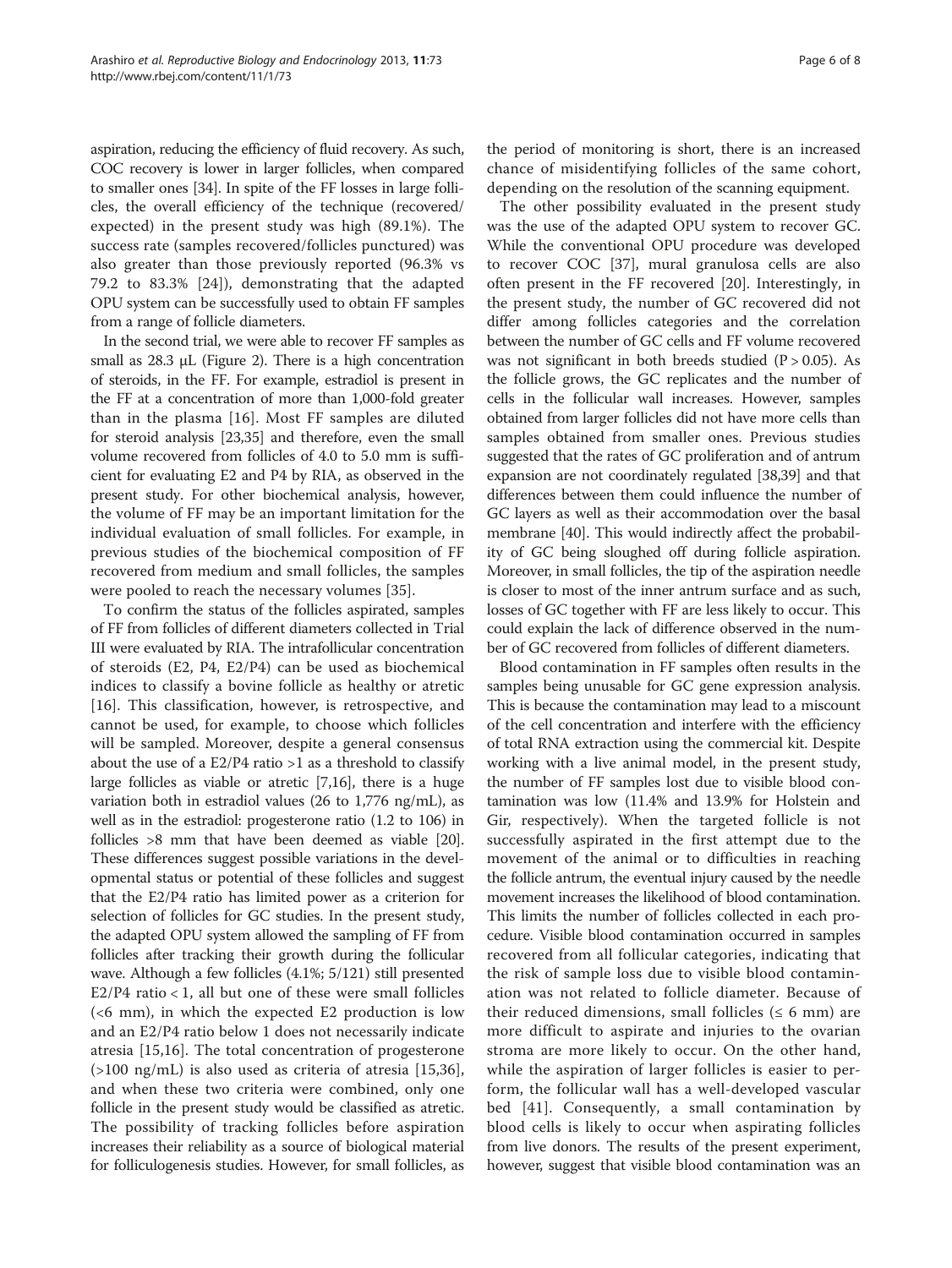aspiration, reducing the efficiency of fluid recovery. As such, COC recovery is lower in larger follicles, when compared to smaller ones [34]. In spite of the FF losses in large follicles, the overall efficiency of the technique (recovered/expected) in the present study was high (89.1%). The success rate (samples recovered/follicles punctured) was also greater than those previously reported (96.3% vs 79.2 to 83.3% [24]), demonstrating that the adapted OPU system can be successfully used to obtain FF samples from a range of follicle diameters.

In the second trial, we were able to recover FF samples as small as 28.3 μL (Figure 2). There is a high concentration of steroids, in the FF. For example, estradiol is present in the FF at a concentration of more than 1,000-fold greater than in the plasma [16]. Most FF samples are diluted for steroid analysis [23,35] and therefore, even the small volume recovered from follicles of 4.0 to 5.0 mm is sufficient for evaluating E2 and P4 by RIA, as observed in the present study. For other biochemical analysis, however, the volume of FF may be an important limitation for the individual evaluation of small follicles. For example, in previous studies of the biochemical composition of FF recovered from medium and small follicles, the samples were pooled to reach the necessary volumes [35].

To confirm the status of the follicles aspirated, samples of FF from follicles of different diameters collected in Trial III were evaluated by RIA. The intrafollicular concentration of steroids (E2, P4, E2/P4) can be used as biochemical indices to classify a bovine follicle as healthy or atretic [16]. This classification, however, is retrospective, and cannot be used, for example, to choose which follicles will be sampled. Moreover, despite a general consensus about the use of a E2/P4 ratio >1 as a threshold to classify large follicles as viable or atretic [7,16], there is a huge variation both in estradiol values (26 to 1,776 ng/mL), as well as in the estradiol: progesterone ratio (1.2 to 106) in follicles >8 mm that have been deemed as viable [20]. These differences suggest possible variations in the developmental status or potential of these follicles and suggest that the E2/P4 ratio has limited power as a criterion for selection of follicles for GC studies. In the present study, the adapted OPU system allowed the sampling of FF from follicles after tracking their growth during the follicular wave. Although a few follicles (4.1%; 5/121) still presented E2/P4 ratio < 1, all but one of these were small follicles (<6 mm), in which the expected E2 production is low and an E2/P4 ratio below 1 does not necessarily indicate atresia [15,16]. The total concentration of progesterone (>100 ng/mL) is also used as criteria of atresia [15,36], and when these two criteria were combined, only one follicle in the present study would be classified as atretic. The possibility of tracking follicles before aspiration increases their reliability as a source of biological material for folliculogenesis studies. However, for small follicles, as the period of monitoring is short, there is an increased chance of misidentifying follicles of the same cohort, depending on the resolution of the scanning equipment.

The other possibility evaluated in the present study was the use of the adapted OPU system to recover GC. While the conventional OPU procedure was developed to recover COC [37], mural granulosa cells are also often present in the FF recovered [20]. Interestingly, in the present study, the number of GC recovered did not differ among follicles categories and the correlation between the number of GC cells and FF volume recovered was not significant in both breeds studied ($P > 0.05$). As the follicle grows, the GC replicates and the number of cells in the follicular wall increases. However, samples obtained from larger follicles did not have more cells than samples obtained from smaller ones. Previous studies suggested that the rates of GC proliferation and of antrum expansion are not coordinately regulated [38,39] and that differences between them could influence the number of GC layers as well as their accommodation over the basal membrane [40]. This would indirectly affect the probability of GC being sloughed off during follicle aspiration. Moreover, in small follicles, the tip of the aspiration needle is closer to most of the inner antrum surface and as such, losses of GC together with FF are less likely to occur. This could explain the lack of difference observed in the number of GC recovered from follicles of different diameters.

Blood contamination in FF samples often results in the samples being unusable for GC gene expression analysis. This is because the contamination may lead to a miscount of the cell concentration and interfere with the efficiency of total RNA extraction using the commercial kit. Despite working with a live animal model, in the present study, the number of FF samples lost due to visible blood contamination was low (11.4% and 13.9% for Holstein and Gir, respectively). When the targeted follicle is not successfully aspirated in the first attempt due to the movement of the animal or to difficulties in reaching the follicle antrum, the eventual injury caused by the needle movement increases the likelihood of blood contamination. This limits the number of follicles collected in each procedure. Visible blood contamination occurred in samples recovered from all follicular categories, indicating that the risk of sample loss due to visible blood contamination was not related to follicle diameter. Because of their reduced dimensions, small follicles (≤ 6 mm) are more difficult to aspirate and injuries to the ovarian stroma are more likely to occur. On the other hand, while the aspiration of larger follicles is easier to perform, the follicular wall has a well-developed vascular bed [41]. Consequently, a small contamination by blood cells is likely to occur when aspirating follicles from live donors. The results of the present experiment, however, suggest that visible blood contamination was an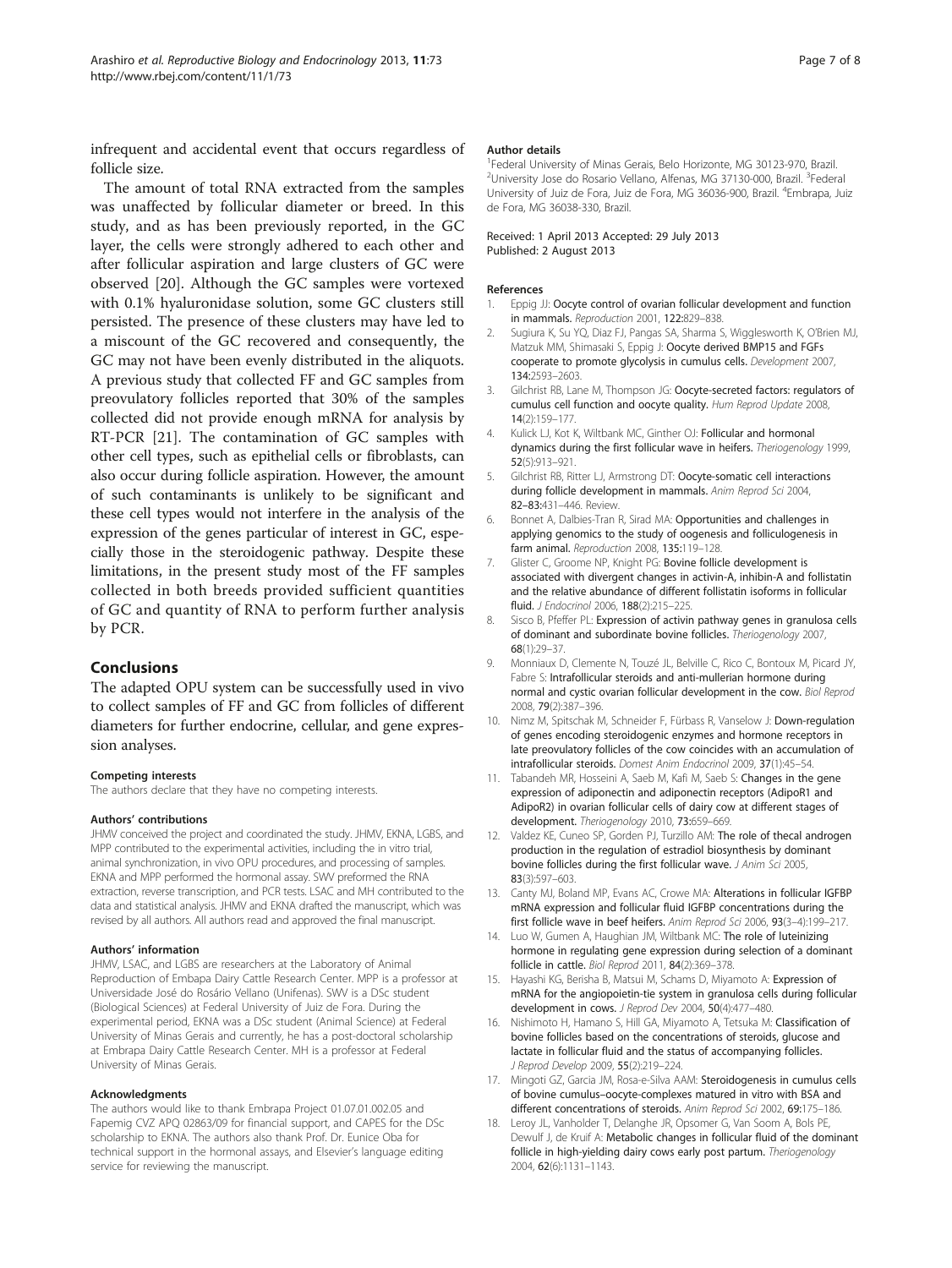infrequent and accidental event that occurs regardless of follicle size.

The amount of total RNA extracted from the samples was unaffected by follicular diameter or breed. In this study, and as has been previously reported, in the GC layer, the cells were strongly adhered to each other and after follicular aspiration and large clusters of GC were observed [20]. Although the GC samples were vortexed with 0.1% hyaluronidase solution, some GC clusters still persisted. The presence of these clusters may have led to a miscount of the GC recovered and consequently, the GC may not have been evenly distributed in the aliquots. A previous study that collected FF and GC samples from preovulatory follicles reported that 30% of the samples collected did not provide enough mRNA for analysis by RT-PCR [21]. The contamination of GC samples with other cell types, such as epithelial cells or fibroblasts, can also occur during follicle aspiration. However, the amount of such contaminants is unlikely to be significant and these cell types would not interfere in the analysis of the expression of the genes particular of interest in GC, especially those in the steroidogenic pathway. Despite these limitations, in the present study most of the FF samples collected in both breeds provided sufficient quantities of GC and quantity of RNA to perform further analysis by PCR.

## Conclusions

The adapted OPU system can be successfully used in vivo to collect samples of FF and GC from follicles of different diameters for further endocrine, cellular, and gene expression analyses.

#### Competing interests

The authors declare that they have no competing interests.

#### Authors' contributions

JHMV conceived the project and coordinated the study. JHMV, EKNA, LGBS, and MPP contributed to the experimental activities, including the in vitro trial, animal synchronization, in vivo OPU procedures, and processing of samples. EKNA and MPP performed the hormonal assay. SWV preformed the RNA extraction, reverse transcription, and PCR tests. LSAC and MH contributed to the data and statistical analysis. JHMV and EKNA drafted the manuscript, which was revised by all authors. All authors read and approved the final manuscript.

#### Authors' information

JHMV, LSAC, and LGBS are researchers at the Laboratory of Animal Reproduction of Embapa Dairy Cattle Research Center. MPP is a professor at Universidade José do Rosário Vellano (Unifenas). SWV is a DSc student (Biological Sciences) at Federal University of Juiz de Fora. During the experimental period, EKNA was a DSc student (Animal Science) at Federal University of Minas Gerais and currently, he has a post-doctoral scholarship at Embrapa Dairy Cattle Research Center. MH is a professor at Federal University of Minas Gerais.

#### Acknowledgments

The authors would like to thank Embrapa Project 01.07.01.002.05 and Fapemig CVZ APQ 02863/09 for financial support, and CAPES for the DSc scholarship to EKNA. The authors also thank Prof. Dr. Eunice Oba for technical support in the hormonal assays, and Elsevier's language editing service for reviewing the manuscript.

#### Author details

[1]Federal University of Minas Gerais, Belo Horizonte, MG 30123-970, Brazil. [2]University Jose do Rosario Vellano, Alfenas, MG 37130-000, Brazil. [3]Federal University of Juiz de Fora, Juiz de Fora, MG 36036-900, Brazil. [4]Embrapa, Juiz de Fora, MG 36038-330, Brazil.

Received: 1 April 2013 Accepted: 29 July 2013
Published: 2 August 2013

#### References

1. Eppig JJ: **Oocyte control of ovarian follicular development and function in mammals.** *Reproduction* 2001, **122:**829–838.
2. Sugiura K, Su YQ, Diaz FJ, Pangas SA, Sharma S, Wigglesworth K, O'Brien MJ, Matzuk MM, Shimasaki S, Eppig J: **Oocyte derived BMP15 and FGFs cooperate to promote glycolysis in cumulus cells.** *Development* 2007, **134:**2593–2603.
3. Gilchrist RB, Lane M, Thompson JG: **Oocyte-secreted factors: regulators of cumulus cell function and oocyte quality.** *Hum Reprod Update* 2008, **14**(2):159–177.
4. Kulick LJ, Kot K, Wiltbank MC, Ginther OJ: **Follicular and hormonal dynamics during the first follicular wave in heifers.** *Theriogenology* 1999, **52**(5):913–921.
5. Gilchrist RB, Ritter LJ, Armstrong DT: **Oocyte-somatic cell interactions during follicle development in mammals.** *Anim Reprod Sci* 2004, **82–83:**431–446. Review.
6. Bonnet A, Dalbies-Tran R, Sirad MA: **Opportunities and challenges in applying genomics to the study of oogenesis and folliculogenesis in farm animal.** *Reproduction* 2008, **135:**119–128.
7. Glister C, Groome NP, Knight PG: **Bovine follicle development is associated with divergent changes in activin-A, inhibin-A and follistatin and the relative abundance of different follistatin isoforms in follicular fluid.** *J Endocrinol* 2006, **188**(2):215–225.
8. Sisco B, Pfeffer PL: **Expression of activin pathway genes in granulosa cells of dominant and subordinate bovine follicles.** *Theriogenology* 2007, **68**(1):29–37.
9. Monniaux D, Clemente N, Touzé JL, Belville C, Rico C, Bontoux M, Picard JY, Fabre S: **Intrafollicular steroids and anti-mullerian hormone during normal and cystic ovarian follicular development in the cow.** *Biol Reprod* 2008, **79**(2):387–396.
10. Nimz M, Spitschak M, Schneider F, Fürbass R, Vanselow J: **Down-regulation of genes encoding steroidogenic enzymes and hormone receptors in late preovulatory follicles of the cow coincides with an accumulation of intrafollicular steroids.** *Domest Anim Endocrinol* 2009, **37**(1):45–54.
11. Tabandeh MR, Hosseini A, Saeb M, Kafi M, Saeb S: **Changes in the gene expression of adiponectin and adiponectin receptors (AdipoR1 and AdipoR2) in ovarian follicular cells of dairy cow at different stages of development.** *Theriogenology* 2010, **73:**659–669.
12. Valdez KE, Cuneo SP, Gorden PJ, Turzillo AM: **The role of thecal androgen production in the regulation of estradiol biosynthesis by dominant bovine follicles during the first follicular wave.** *J Anim Sci* 2005, **83**(3):597–603.
13. Canty MJ, Boland MP, Evans AC, Crowe MA: **Alterations in follicular IGFBP mRNA expression and follicular fluid IGFBP concentrations during the first follicle wave in beef heifers.** *Anim Reprod Sci* 2006, **93**(3–4):199–217.
14. Luo W, Gumen A, Haughian JM, Wiltbank MC: **The role of luteinizing hormone in regulating gene expression during selection of a dominant follicle in cattle.** *Biol Reprod* 2011, **84**(2):369–378.
15. Hayashi KG, Berisha B, Matsui M, Schams D, Miyamoto A: **Expression of mRNA for the angiopoietin-tie system in granulosa cells during follicular development in cows.** *J Reprod Dev* 2004, **50**(4):477–480.
16. Nishimoto H, Hamano S, Hill GA, Miyamoto A, Tetsuka M: **Classification of bovine follicles based on the concentrations of steroids, glucose and lactate in follicular fluid and the status of accompanying follicles.** *J Reprod Develop* 2009, **55**(2):219–224.
17. Mingoti GZ, Garcia JM, Rosa-e-Silva AAM: **Steroidogenesis in cumulus cells of bovine cumulus–oocyte-complexes matured in vitro with BSA and different concentrations of steroids.** *Anim Reprod Sci* 2002, **69:**175–186.
18. Leroy JL, Vanholder T, Delanghe JR, Opsomer G, Van Soom A, Bols PE, Dewulf J, de Kruif A: **Metabolic changes in follicular fluid of the dominant follicle in high-yielding dairy cows early post partum.** *Theriogenology* 2004, **62**(6):1131–1143.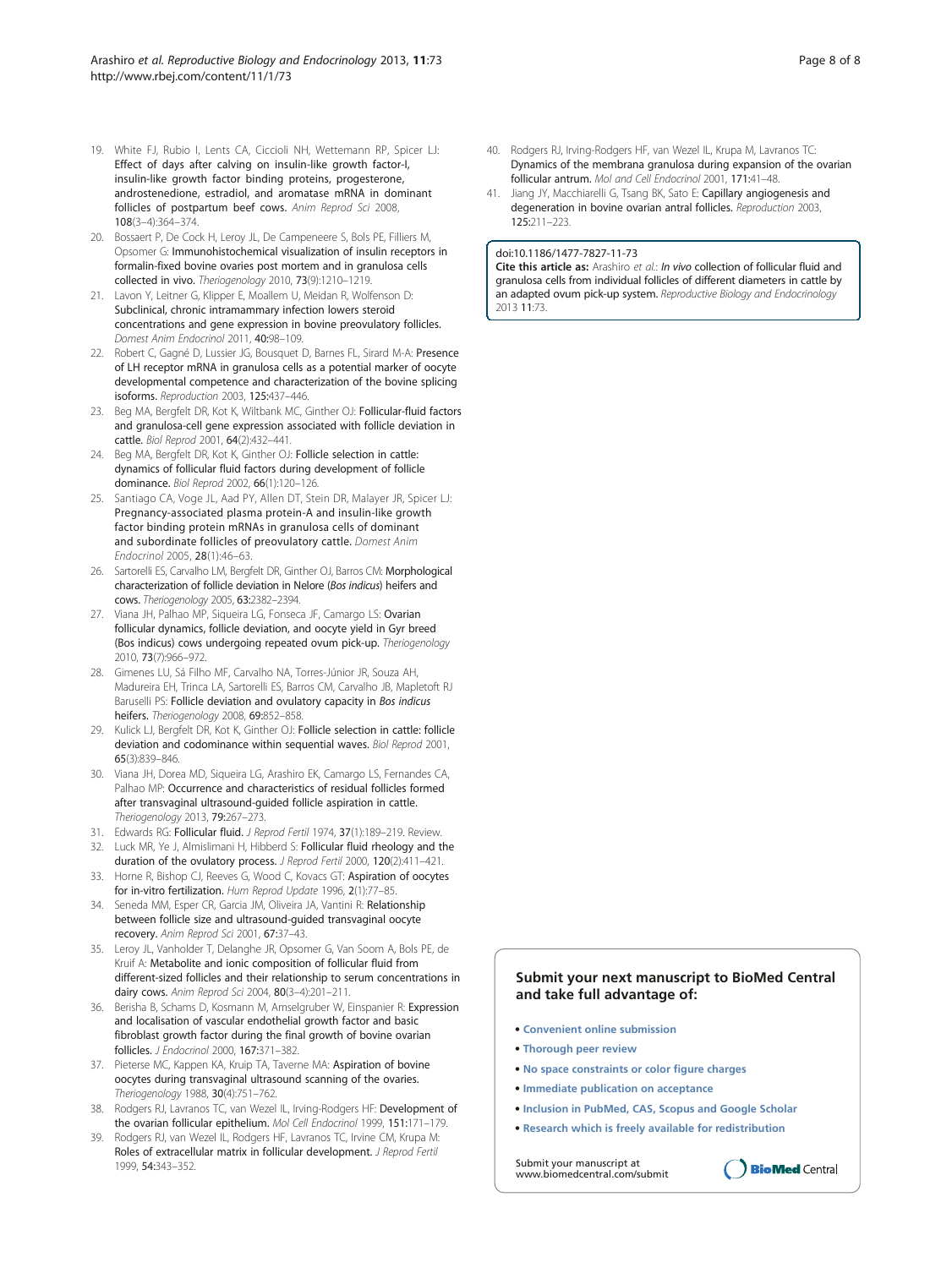19. White FJ, Rubio I, Lents CA, Ciccioli NH, Wettemann RP, Spicer LJ: **Effect of days after calving on insulin-like growth factor-I, insulin-like growth factor binding proteins, progesterone, androstenedione, estradiol, and aromatase mRNA in dominant follicles of postpartum beef cows.** *Anim Reprod Sci* 2008, **108**(3–4):364–374.
20. Bossaert P, De Cock H, Leroy JL, De Campeneere S, Bols PE, Filliers M, Opsomer G: **Immunohistochemical visualization of insulin receptors in formalin-fixed bovine ovaries post mortem and in granulosa cells collected in vivo.** *Theriogenology* 2010, **73**(9):1210–1219.
21. Lavon Y, Leitner G, Klipper E, Moallem U, Meidan R, Wolfenson D: **Subclinical, chronic intramammary infection lowers steroid concentrations and gene expression in bovine preovulatory follicles.** *Domest Anim Endocrinol* 2011, **40:**98–109.
22. Robert C, Gagné D, Lussier JG, Bousquet D, Barnes FL, Sirard M-A: **Presence of LH receptor mRNA in granulosa cells as a potential marker of oocyte developmental competence and characterization of the bovine splicing isoforms.** *Reproduction* 2003, **125:**437–446.
23. Beg MA, Bergfelt DR, Kot K, Wiltbank MC, Ginther OJ: **Follicular-fluid factors and granulosa-cell gene expression associated with follicle deviation in cattle.** *Biol Reprod* 2001, **64**(2):432–441.
24. Beg MA, Bergfelt DR, Kot K, Ginther OJ: **Follicle selection in cattle: dynamics of follicular fluid factors during development of follicle dominance.** *Biol Reprod* 2002, **66**(1):120–126.
25. Santiago CA, Voge JL, Aad PY, Allen DT, Stein DR, Malayer JR, Spicer LJ: **Pregnancy-associated plasma protein-A and insulin-like growth factor binding protein mRNAs in granulosa cells of dominant and subordinate follicles of preovulatory cattle.** *Domest Anim Endocrinol* 2005, **28**(1):46–63.
26. Sartorelli ES, Carvalho LM, Bergfelt DR, Ginther OJ, Barros CM: **Morphological characterization of follicle deviation in Nelore (*Bos indicus*) heifers and cows.** *Theriogenology* 2005, **63:**2382–2394.
27. Viana JH, Palhao MP, Siqueira LG, Fonseca JF, Camargo LS: **Ovarian follicular dynamics, follicle deviation, and oocyte yield in Gyr breed (Bos indicus) cows undergoing repeated ovum pick-up.** *Theriogenology* 2010, **73**(7):966–972.
28. Gimenes LU, Sá Filho MF, Carvalho NA, Torres-Júnior JR, Souza AH, Madureira EH, Trinca LA, Sartorelli ES, Barros CM, Carvalho JB, Mapletoft RJ Baruselli PS: **Follicle deviation and ovulatory capacity in *Bos indicus* heifers.** *Theriogenology* 2008, **69:**852–858.
29. Kulick LJ, Bergfelt DR, Kot K, Ginther OJ: **Follicle selection in cattle: follicle deviation and codominance within sequential waves.** *Biol Reprod* 2001, **65**(3):839–846.
30. Viana JH, Dorea MD, Siqueira LG, Arashiro EK, Camargo LS, Fernandes CA, Palhao MP: **Occurrence and characteristics of residual follicles formed after transvaginal ultrasound-guided follicle aspiration in cattle.** *Theriogenology* 2013, **79:**267–273.
31. Edwards RG: **Follicular fluid.** *J Reprod Fertil* 1974, **37**(1):189–219. Review.
32. Luck MR, Ye J, Almislimani H, Hibberd S: **Follicular fluid rheology and the duration of the ovulatory process.** *J Reprod Fertil* 2000, **120**(2):411–421.
33. Horne R, Bishop CJ, Reeves G, Wood C, Kovacs GT: **Aspiration of oocytes for in-vitro fertilization.** *Hum Reprod Update* 1996, **2**(1):77–85.
34. Seneda MM, Esper CR, Garcia JM, Oliveira JA, Vantini R: **Relationship between follicle size and ultrasound-guided transvaginal oocyte recovery.** *Anim Reprod Sci* 2001, **67:**37–43.
35. Leroy JL, Vanholder T, Delanghe JR, Opsomer G, Van Soom A, Bols PE, de Kruif A: **Metabolite and ionic composition of follicular fluid from different-sized follicles and their relationship to serum concentrations in dairy cows.** *Anim Reprod Sci* 2004, **80**(3–4):201–211.
36. Berisha B, Schams D, Kosmann M, Amselgruber W, Einspanier R: **Expression and localisation of vascular endothelial growth factor and basic fibroblast growth factor during the final growth of bovine ovarian follicles.** *J Endocrinol* 2000, **167:**371–382.
37. Pieterse MC, Kappen KA, Kruip TA, Taverne MA: **Aspiration of bovine oocytes during transvaginal ultrasound scanning of the ovaries.** *Theriogenology* 1988, **30**(4):751–762.
38. Rodgers RJ, Lavranos TC, van Wezel IL, Irving-Rodgers HF: **Development of the ovarian follicular epithelium.** *Mol Cell Endocrinol* 1999, **151:**171–179.
39. Rodgers RJ, van Wezel IL, Rodgers HF, Lavranos TC, Irvine CM, Krupa M: **Roles of extracellular matrix in follicular development.** *J Reprod Fertil* 1999, **54:**343–352.
40. Rodgers RJ, Irving-Rodgers HF, van Wezel IL, Krupa M, Lavranos TC: **Dynamics of the membrana granulosa during expansion of the ovarian follicular antrum.** *Mol and Cell Endocrinol* 2001, **171:**41–48.
41. Jiang JY, Macchiarelli G, Tsang BK, Sato E: **Capillary angiogenesis and degeneration in bovine ovarian antral follicles.** *Reproduction* 2003, **125:**211–223.

doi:10.1186/1477-7827-11-73
**Cite this article as:** Arashiro *et al.*: *In vivo* collection of follicular fluid and granulosa cells from individual follicles of different diameters in cattle by an adapted ovum pick-up system. *Reproductive Biology and Endocrinology* 2013 **11**:73.